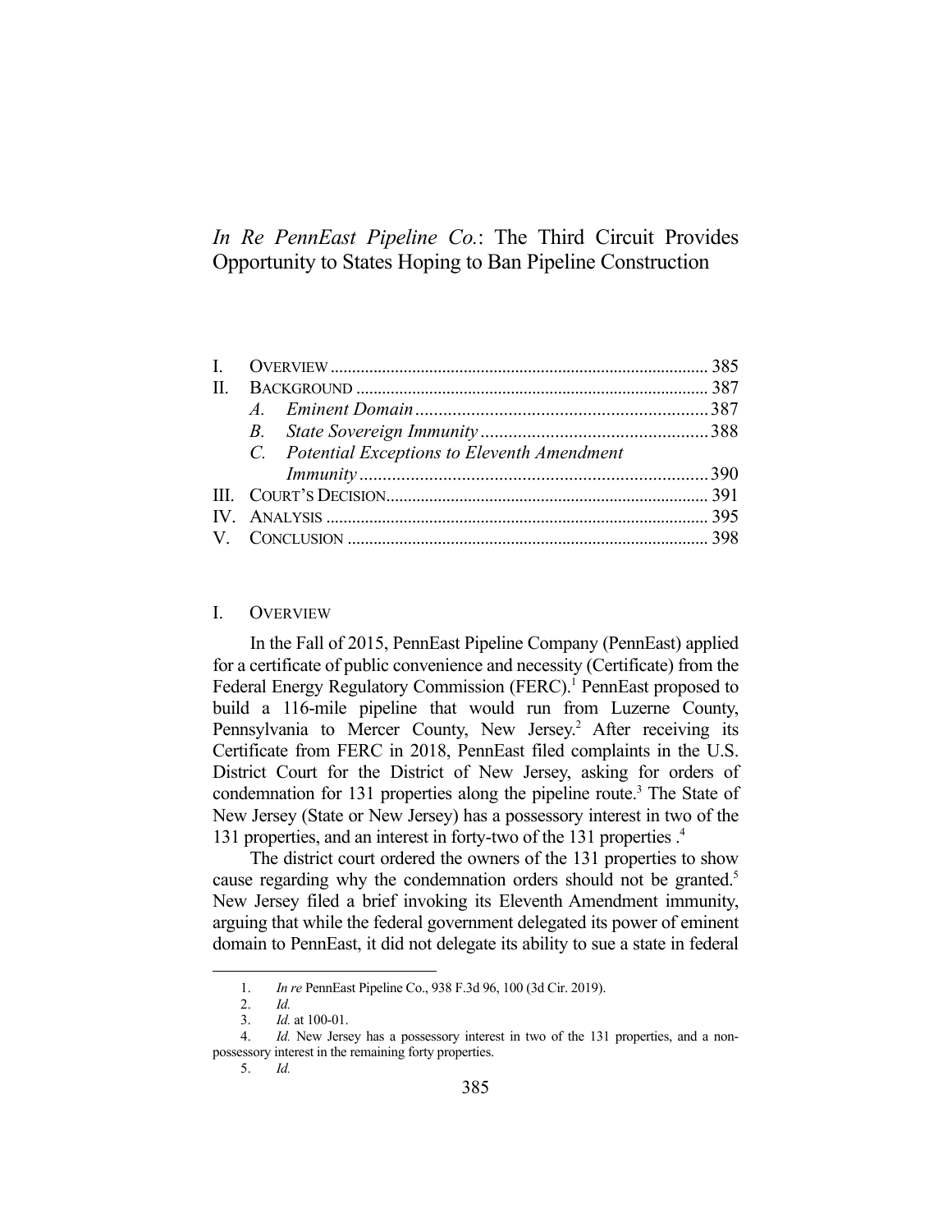# *In Re PennEast Pipeline Co.*: The Third Circuit Provides Opportunity to States Hoping to Ban Pipeline Construction

| | | |
|---|---|---|
| I. | OVERVIEW | 385 |
| II. | BACKGROUND | 387 |
| | *A. Eminent Domain* | 387 |
| | *B. State Sovereign Immunity* | 388 |
| | *C. Potential Exceptions to Eleventh Amendment Immunity* | 390 |
| III. | COURT'S DECISION | 391 |
| IV. | ANALYSIS | 395 |
| V. | CONCLUSION | 398 |

## I. OVERVIEW

In the Fall of 2015, PennEast Pipeline Company (PennEast) applied for a certificate of public convenience and necessity (Certificate) from the Federal Energy Regulatory Commission (FERC).[1] PennEast proposed to build a 116-mile pipeline that would run from Luzerne County, Pennsylvania to Mercer County, New Jersey.[2] After receiving its Certificate from FERC in 2018, PennEast filed complaints in the U.S. District Court for the District of New Jersey, asking for orders of condemnation for 131 properties along the pipeline route.[3] The State of New Jersey (State or New Jersey) has a possessory interest in two of the 131 properties, and an interest in forty-two of the 131 properties .[4]

The district court ordered the owners of the 131 properties to show cause regarding why the condemnation orders should not be granted.[5] New Jersey filed a brief invoking its Eleventh Amendment immunity, arguing that while the federal government delegated its power of eminent domain to PennEast, it did not delegate its ability to sue a state in federal

1. *In re* PennEast Pipeline Co., 938 F.3d 96, 100 (3d Cir. 2019).
2. *Id.*
3. *Id.* at 100-01.
4. *Id.* New Jersey has a possessory interest in two of the 131 properties, and a non-possessory interest in the remaining forty properties.
5. *Id.*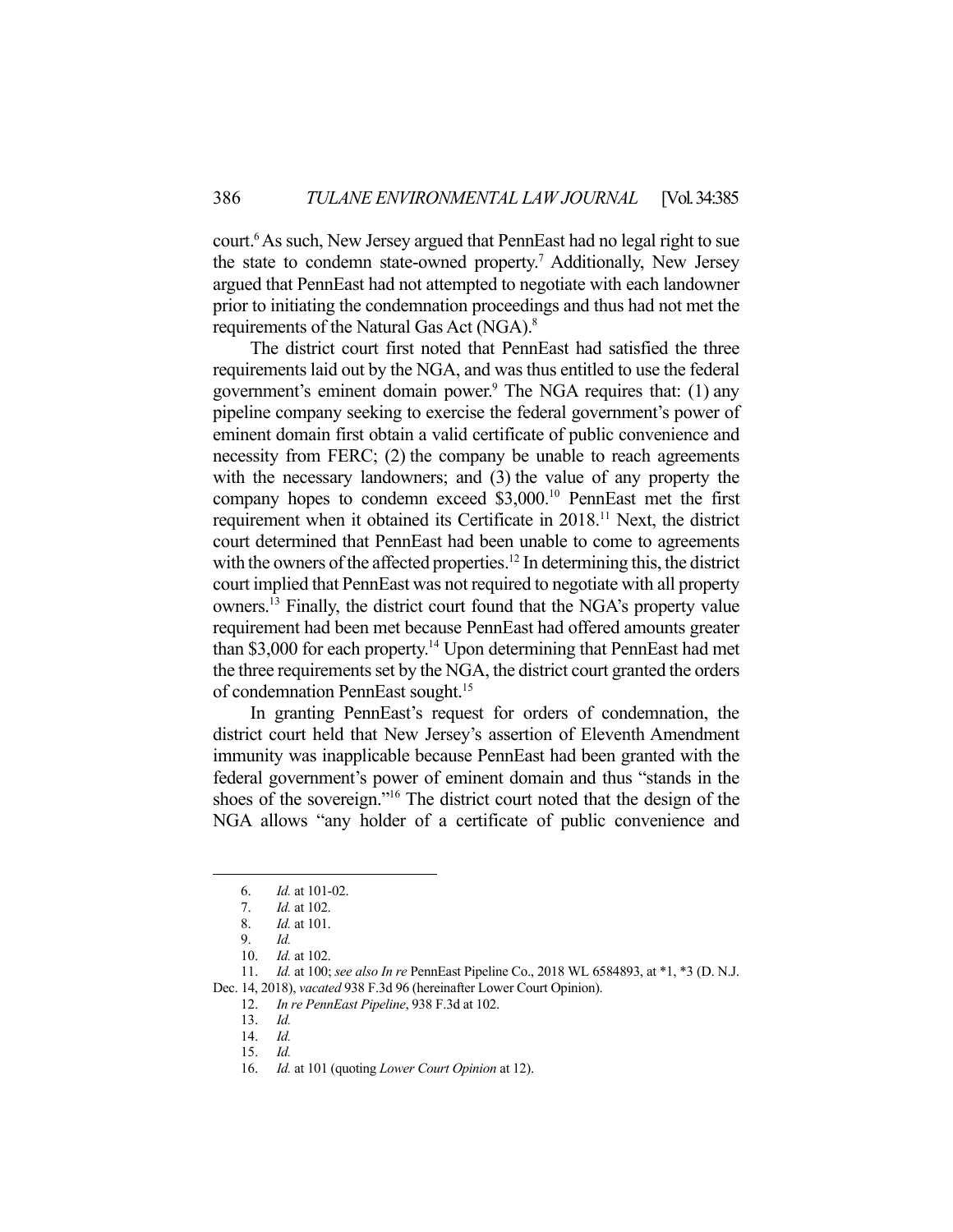court.[6] As such, New Jersey argued that PennEast had no legal right to sue the state to condemn state-owned property.[7] Additionally, New Jersey argued that PennEast had not attempted to negotiate with each landowner prior to initiating the condemnation proceedings and thus had not met the requirements of the Natural Gas Act (NGA).[8]

The district court first noted that PennEast had satisfied the three requirements laid out by the NGA, and was thus entitled to use the federal government's eminent domain power.[9] The NGA requires that: (1) any pipeline company seeking to exercise the federal government's power of eminent domain first obtain a valid certificate of public convenience and necessity from FERC; (2) the company be unable to reach agreements with the necessary landowners; and (3) the value of any property the company hopes to condemn exceed $3,000.[10] PennEast met the first requirement when it obtained its Certificate in 2018.[11] Next, the district court determined that PennEast had been unable to come to agreements with the owners of the affected properties.[12] In determining this, the district court implied that PennEast was not required to negotiate with all property owners.[13] Finally, the district court found that the NGA's property value requirement had been met because PennEast had offered amounts greater than $3,000 for each property.[14] Upon determining that PennEast had met the three requirements set by the NGA, the district court granted the orders of condemnation PennEast sought.[15]

In granting PennEast's request for orders of condemnation, the district court held that New Jersey's assertion of Eleventh Amendment immunity was inapplicable because PennEast had been granted with the federal government's power of eminent domain and thus "stands in the shoes of the sovereign."[16] The district court noted that the design of the NGA allows "any holder of a certificate of public convenience and

---

6. *Id.* at 101-02.
7. *Id.* at 102.
8. *Id.* at 101.
9. *Id.*
10. *Id.* at 102.
11. *Id.* at 100; *see also In re* PennEast Pipeline Co., 2018 WL 6584893, at *1, *3 (D. N.J. Dec. 14, 2018), *vacated* 938 F.3d 96 (hereinafter Lower Court Opinion).
12. *In re PennEast Pipeline*, 938 F.3d at 102.
13. *Id.*
14. *Id.*
15. *Id.*
16. *Id.* at 101 (quoting *Lower Court Opinion* at 12).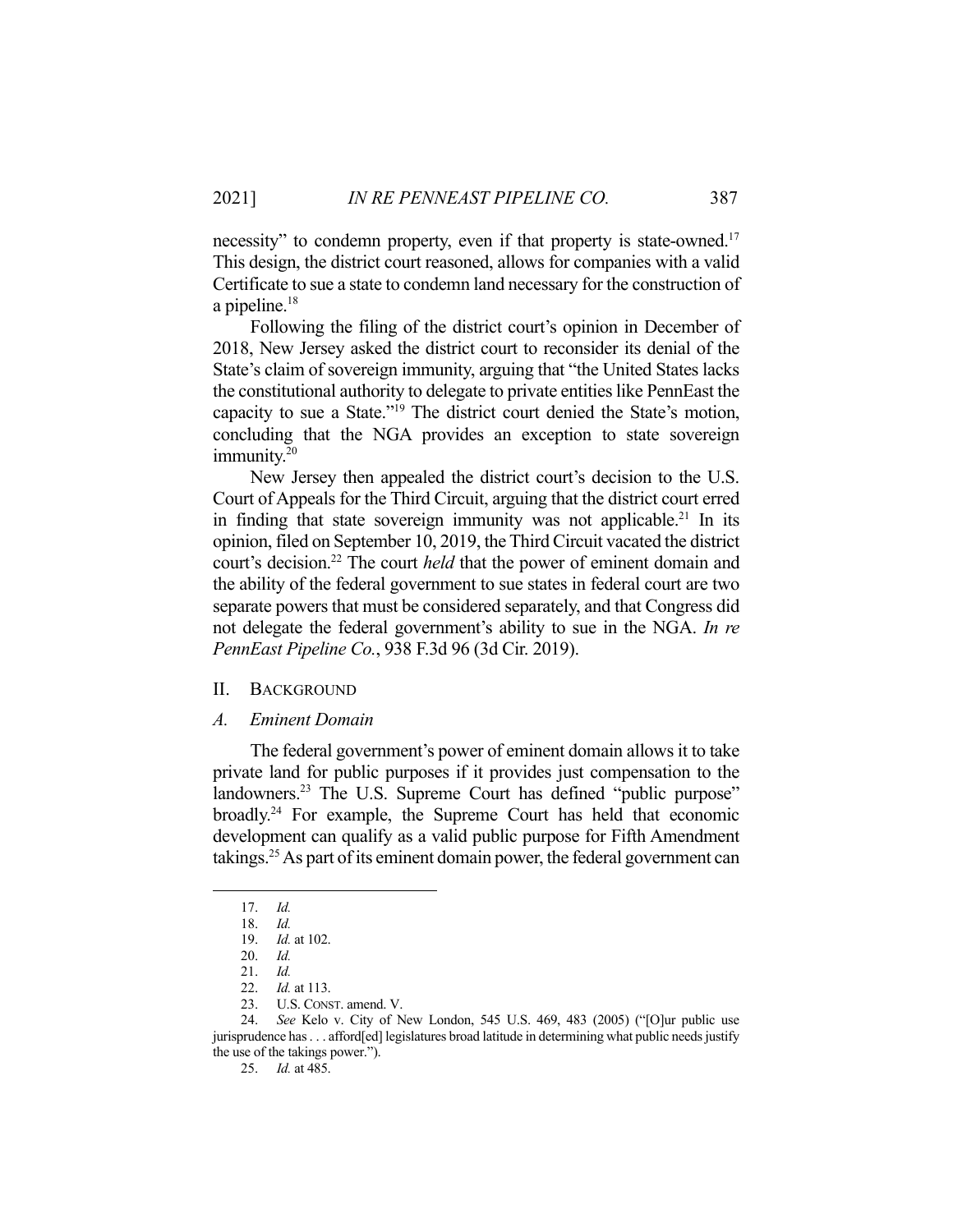necessity" to condemn property, even if that property is state-owned.[17] This design, the district court reasoned, allows for companies with a valid Certificate to sue a state to condemn land necessary for the construction of a pipeline.[18]

Following the filing of the district court's opinion in December of 2018, New Jersey asked the district court to reconsider its denial of the State's claim of sovereign immunity, arguing that "the United States lacks the constitutional authority to delegate to private entities like PennEast the capacity to sue a State."[19] The district court denied the State's motion, concluding that the NGA provides an exception to state sovereign immunity.[20]

New Jersey then appealed the district court's decision to the U.S. Court of Appeals for the Third Circuit, arguing that the district court erred in finding that state sovereign immunity was not applicable.[21] In its opinion, filed on September 10, 2019, the Third Circuit vacated the district court's decision.[22] The court *held* that the power of eminent domain and the ability of the federal government to sue states in federal court are two separate powers that must be considered separately, and that Congress did not delegate the federal government's ability to sue in the NGA. *In re PennEast Pipeline Co.*, 938 F.3d 96 (3d Cir. 2019).

## II. BACKGROUND

### *A. Eminent Domain*

The federal government's power of eminent domain allows it to take private land for public purposes if it provides just compensation to the landowners.[23] The U.S. Supreme Court has defined "public purpose" broadly.[24] For example, the Supreme Court has held that economic development can qualify as a valid public purpose for Fifth Amendment takings.[25] As part of its eminent domain power, the federal government can

---

17. *Id.*
18. *Id.*
19. *Id.* at 102.
20. *Id.*
21. *Id.*
22. *Id.* at 113.
23. U.S. CONST. amend. V.
24. *See* Kelo v. City of New London, 545 U.S. 469, 483 (2005) ("[O]ur public use jurisprudence has . . . afford[ed] legislatures broad latitude in determining what public needs justify the use of the takings power.").
25. *Id.* at 485.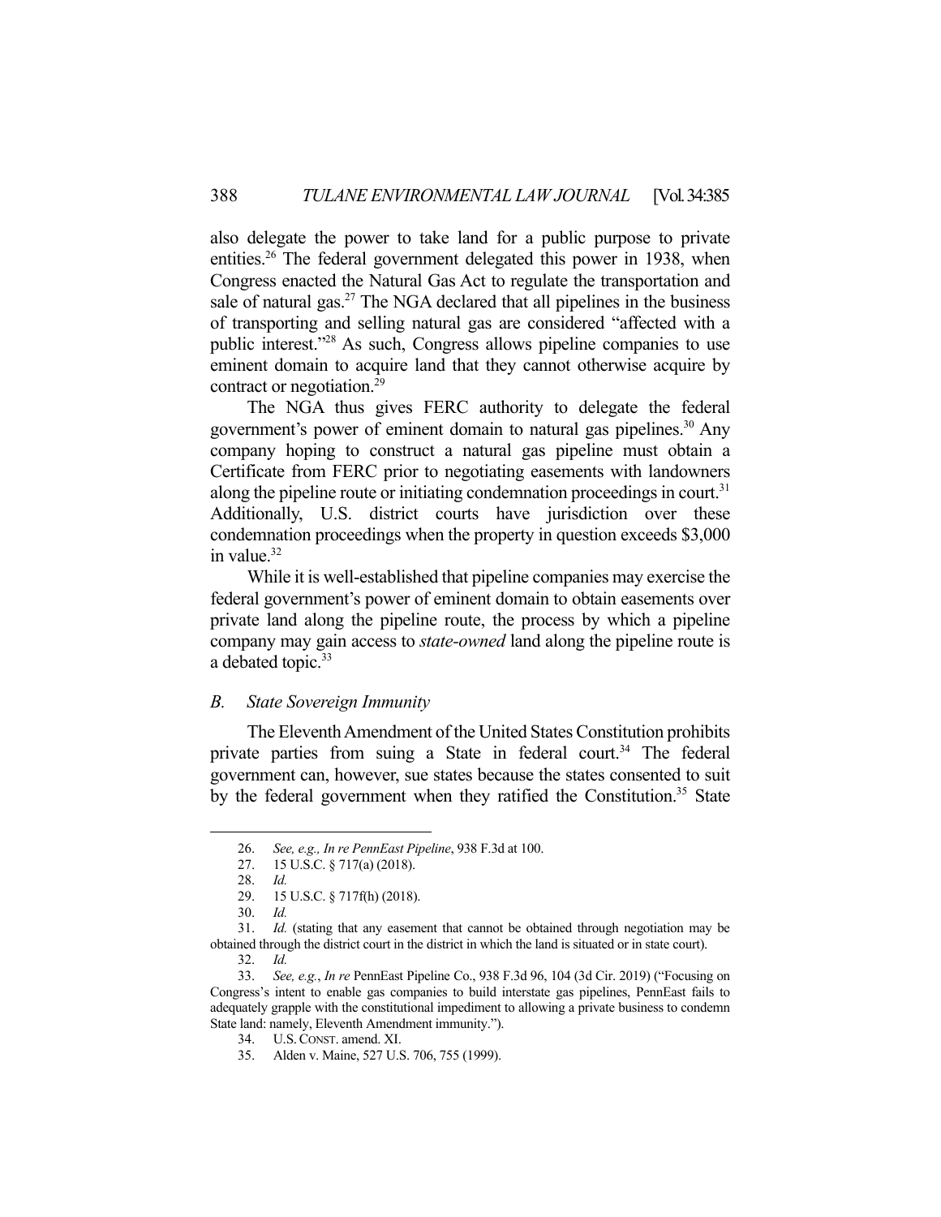also delegate the power to take land for a public purpose to private entities.[26] The federal government delegated this power in 1938, when Congress enacted the Natural Gas Act to regulate the transportation and sale of natural gas.[27] The NGA declared that all pipelines in the business of transporting and selling natural gas are considered "affected with a public interest."[28] As such, Congress allows pipeline companies to use eminent domain to acquire land that they cannot otherwise acquire by contract or negotiation.[29]

The NGA thus gives FERC authority to delegate the federal government's power of eminent domain to natural gas pipelines.[30] Any company hoping to construct a natural gas pipeline must obtain a Certificate from FERC prior to negotiating easements with landowners along the pipeline route or initiating condemnation proceedings in court.[31] Additionally, U.S. district courts have jurisdiction over these condemnation proceedings when the property in question exceeds $3,000 in value.[32]

While it is well-established that pipeline companies may exercise the federal government's power of eminent domain to obtain easements over private land along the pipeline route, the process by which a pipeline company may gain access to *state-owned* land along the pipeline route is a debated topic.[33]

### *B. State Sovereign Immunity*

The Eleventh Amendment of the United States Constitution prohibits private parties from suing a State in federal court.[34] The federal government can, however, sue states because the states consented to suit by the federal government when they ratified the Constitution.[35] State

---

26. *See, e.g., In re PennEast Pipeline*, 938 F.3d at 100.
27. 15 U.S.C. § 717(a) (2018).
28. *Id.*
29. 15 U.S.C. § 717f(h) (2018).
30. *Id.*
31. *Id.* (stating that any easement that cannot be obtained through negotiation may be obtained through the district court in the district in which the land is situated or in state court).
32. *Id.*
33. *See, e.g.*, *In re* PennEast Pipeline Co., 938 F.3d 96, 104 (3d Cir. 2019) ("Focusing on Congress's intent to enable gas companies to build interstate gas pipelines, PennEast fails to adequately grapple with the constitutional impediment to allowing a private business to condemn State land: namely, Eleventh Amendment immunity.").
34. U.S. CONST. amend. XI.
35. Alden v. Maine, 527 U.S. 706, 755 (1999).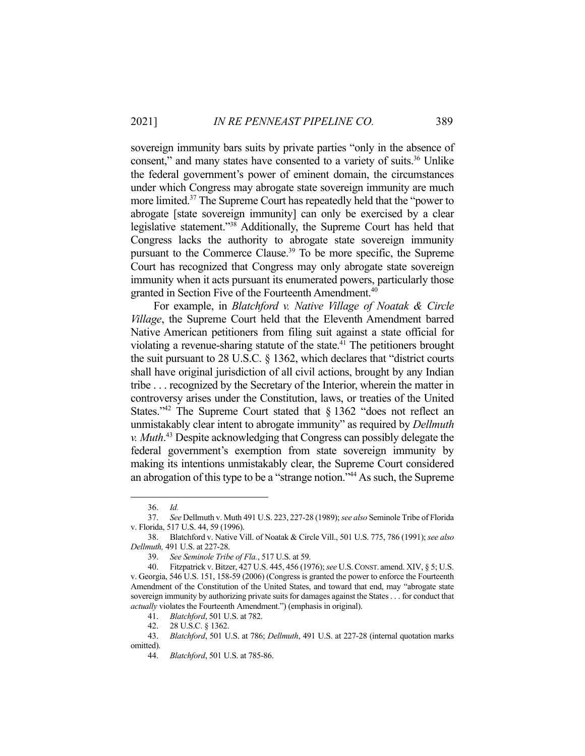sovereign immunity bars suits by private parties "only in the absence of consent," and many states have consented to a variety of suits.[36] Unlike the federal government's power of eminent domain, the circumstances under which Congress may abrogate state sovereign immunity are much more limited.[37] The Supreme Court has repeatedly held that the "power to abrogate [state sovereign immunity] can only be exercised by a clear legislative statement."[38] Additionally, the Supreme Court has held that Congress lacks the authority to abrogate state sovereign immunity pursuant to the Commerce Clause.[39] To be more specific, the Supreme Court has recognized that Congress may only abrogate state sovereign immunity when it acts pursuant its enumerated powers, particularly those granted in Section Five of the Fourteenth Amendment.[40]

For example, in *Blatchford v. Native Village of Noatak & Circle Village*, the Supreme Court held that the Eleventh Amendment barred Native American petitioners from filing suit against a state official for violating a revenue-sharing statute of the state.[41] The petitioners brought the suit pursuant to 28 U.S.C. § 1362, which declares that "district courts shall have original jurisdiction of all civil actions, brought by any Indian tribe . . . recognized by the Secretary of the Interior, wherein the matter in controversy arises under the Constitution, laws, or treaties of the United States."[42] The Supreme Court stated that § 1362 "does not reflect an unmistakably clear intent to abrogate immunity" as required by *Dellmuth v. Muth*.[43] Despite acknowledging that Congress can possibly delegate the federal government's exemption from state sovereign immunity by making its intentions unmistakably clear, the Supreme Court considered an abrogation of this type to be a "strange notion."[44] As such, the Supreme

---

36. *Id.*

37. *See* Dellmuth v. Muth 491 U.S. 223, 227-28 (1989); *see also* Seminole Tribe of Florida v. Florida, 517 U.S. 44, 59 (1996).

38. Blatchford v. Native Vill. of Noatak & Circle Vill., 501 U.S. 775, 786 (1991); *see also Dellmuth,* 491 U.S. at 227-28.

39. *See Seminole Tribe of Fla.*, 517 U.S. at 59.

40. Fitzpatrick v. Bitzer, 427 U.S. 445, 456 (1976); *see* U.S. CONST. amend. XIV, § 5; U.S. v. Georgia, 546 U.S. 151, 158-59 (2006) (Congress is granted the power to enforce the Fourteenth Amendment of the Constitution of the United States, and toward that end, may "abrogate state sovereign immunity by authorizing private suits for damages against the States . . . for conduct that *actually* violates the Fourteenth Amendment.") (emphasis in original).

41. *Blatchford*, 501 U.S. at 782.

42. 28 U.S.C. § 1362.

43. *Blatchford*, 501 U.S. at 786; *Dellmuth*, 491 U.S. at 227-28 (internal quotation marks omitted).

44. *Blatchford*, 501 U.S. at 785-86.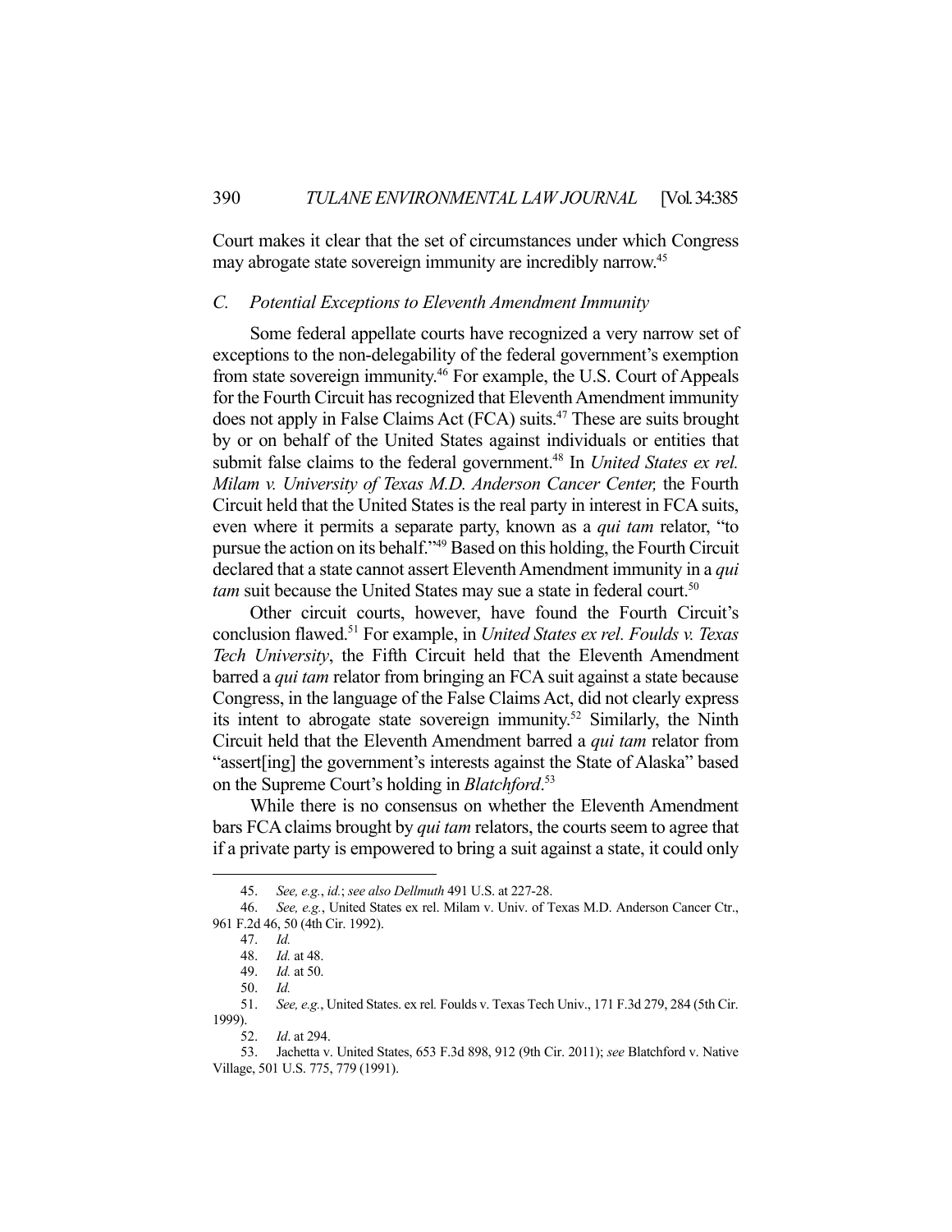Court makes it clear that the set of circumstances under which Congress may abrogate state sovereign immunity are incredibly narrow.[45]

### *C. Potential Exceptions to Eleventh Amendment Immunity*

Some federal appellate courts have recognized a very narrow set of exceptions to the non-delegability of the federal government's exemption from state sovereign immunity.[46] For example, the U.S. Court of Appeals for the Fourth Circuit has recognized that Eleventh Amendment immunity does not apply in False Claims Act (FCA) suits.[47] These are suits brought by or on behalf of the United States against individuals or entities that submit false claims to the federal government.[48] In *United States ex rel. Milam v. University of Texas M.D. Anderson Cancer Center,* the Fourth Circuit held that the United States is the real party in interest in FCA suits, even where it permits a separate party, known as a *qui tam* relator, "to pursue the action on its behalf."[49] Based on this holding, the Fourth Circuit declared that a state cannot assert Eleventh Amendment immunity in a *qui tam* suit because the United States may sue a state in federal court.[50]

Other circuit courts, however, have found the Fourth Circuit's conclusion flawed.[51] For example, in *United States ex rel. Foulds v. Texas Tech University*, the Fifth Circuit held that the Eleventh Amendment barred a *qui tam* relator from bringing an FCA suit against a state because Congress, in the language of the False Claims Act, did not clearly express its intent to abrogate state sovereign immunity.[52] Similarly, the Ninth Circuit held that the Eleventh Amendment barred a *qui tam* relator from "assert[ing] the government's interests against the State of Alaska" based on the Supreme Court's holding in *Blatchford*.[53]

While there is no consensus on whether the Eleventh Amendment bars FCA claims brought by *qui tam* relators, the courts seem to agree that if a private party is empowered to bring a suit against a state, it could only

---

45. *See, e.g.*, *id.*; *see also Dellmuth* 491 U.S. at 227-28.

46. *See, e.g.*, United States ex rel. Milam v. Univ. of Texas M.D. Anderson Cancer Ctr., 961 F.2d 46, 50 (4th Cir. 1992).

47. *Id.*

48. *Id.* at 48.

49. *Id.* at 50.

50. *Id.*

51. *See, e.g.*, United States. ex rel. Foulds v. Texas Tech Univ., 171 F.3d 279, 284 (5th Cir. 1999).

52. *Id*. at 294.

53. Jachetta v. United States, 653 F.3d 898, 912 (9th Cir. 2011); *see* Blatchford v. Native Village, 501 U.S. 775, 779 (1991).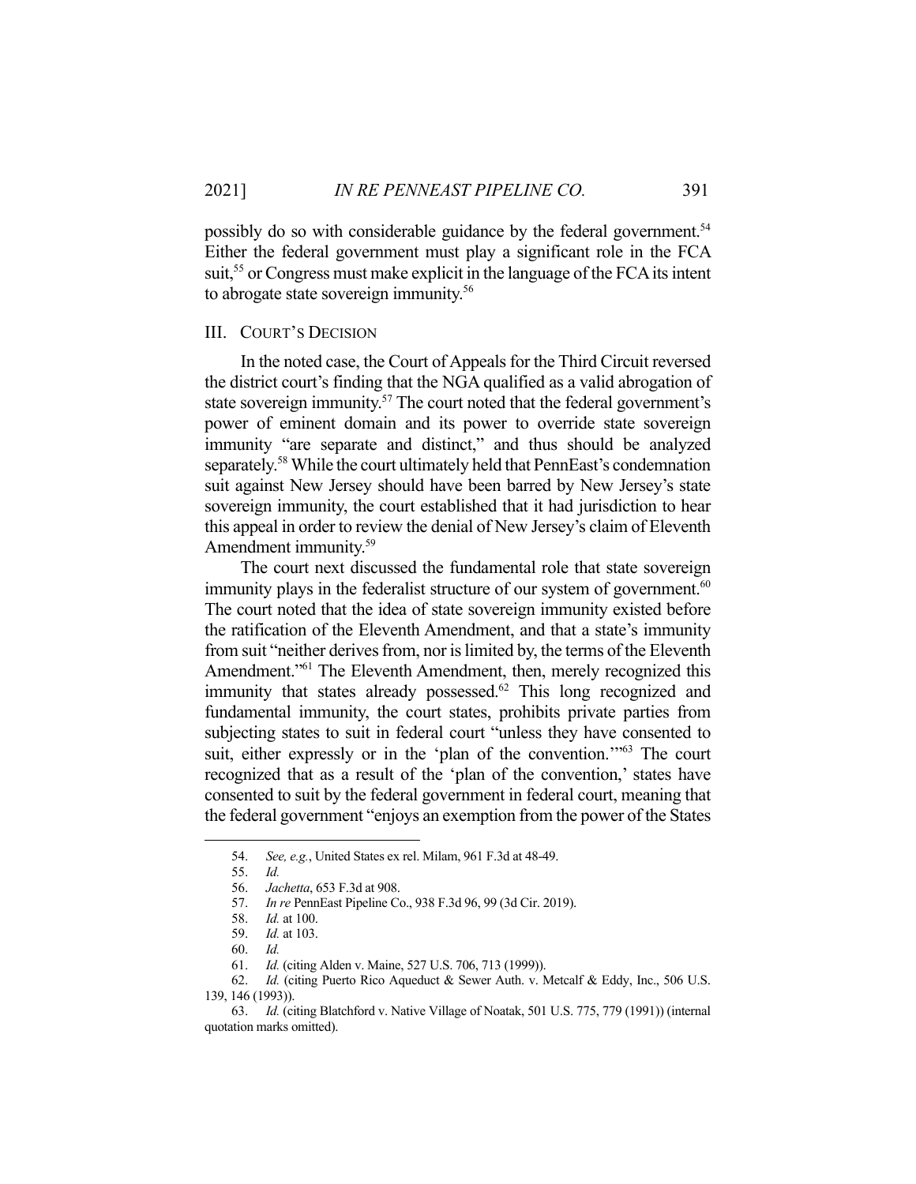possibly do so with considerable guidance by the federal government.[54] Either the federal government must play a significant role in the FCA suit,[55] or Congress must make explicit in the language of the FCA its intent to abrogate state sovereign immunity.[56]

## III. COURT'S DECISION

In the noted case, the Court of Appeals for the Third Circuit reversed the district court's finding that the NGA qualified as a valid abrogation of state sovereign immunity.[57] The court noted that the federal government's power of eminent domain and its power to override state sovereign immunity "are separate and distinct," and thus should be analyzed separately.[58] While the court ultimately held that PennEast's condemnation suit against New Jersey should have been barred by New Jersey's state sovereign immunity, the court established that it had jurisdiction to hear this appeal in order to review the denial of New Jersey's claim of Eleventh Amendment immunity.[59]

The court next discussed the fundamental role that state sovereign immunity plays in the federalist structure of our system of government.[60] The court noted that the idea of state sovereign immunity existed before the ratification of the Eleventh Amendment, and that a state's immunity from suit "neither derives from, nor is limited by, the terms of the Eleventh Amendment."[61] The Eleventh Amendment, then, merely recognized this immunity that states already possessed.[62] This long recognized and fundamental immunity, the court states, prohibits private parties from subjecting states to suit in federal court "unless they have consented to suit, either expressly or in the 'plan of the convention.'"[63] The court recognized that as a result of the 'plan of the convention,' states have consented to suit by the federal government in federal court, meaning that the federal government "enjoys an exemption from the power of the States

---

54. *See, e.g.*, United States ex rel. Milam, 961 F.3d at 48-49.

55. *Id.*

56. *Jachetta*, 653 F.3d at 908.

57. *In re* PennEast Pipeline Co., 938 F.3d 96, 99 (3d Cir. 2019).

58. *Id.* at 100.

59. *Id.* at 103.

60. *Id.*

61. *Id.* (citing Alden v. Maine, 527 U.S. 706, 713 (1999)).

62. *Id.* (citing Puerto Rico Aqueduct & Sewer Auth. v. Metcalf & Eddy, Inc., 506 U.S. 139, 146 (1993)).

63. *Id.* (citing Blatchford v. Native Village of Noatak, 501 U.S. 775, 779 (1991)) (internal quotation marks omitted).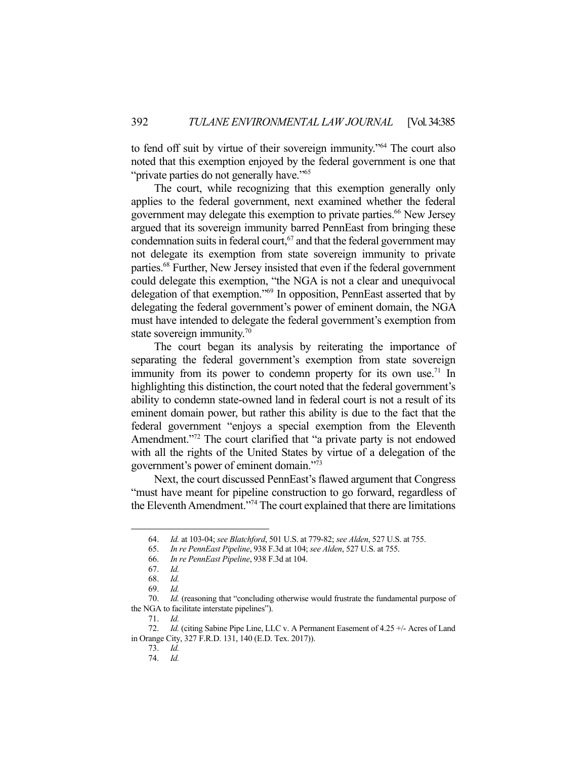to fend off suit by virtue of their sovereign immunity."[64] The court also noted that this exemption enjoyed by the federal government is one that "private parties do not generally have."[65]

The court, while recognizing that this exemption generally only applies to the federal government, next examined whether the federal government may delegate this exemption to private parties.[66] New Jersey argued that its sovereign immunity barred PennEast from bringing these condemnation suits in federal court,[67] and that the federal government may not delegate its exemption from state sovereign immunity to private parties.[68] Further, New Jersey insisted that even if the federal government could delegate this exemption, "the NGA is not a clear and unequivocal delegation of that exemption."[69] In opposition, PennEast asserted that by delegating the federal government's power of eminent domain, the NGA must have intended to delegate the federal government's exemption from state sovereign immunity.[70]

The court began its analysis by reiterating the importance of separating the federal government's exemption from state sovereign immunity from its power to condemn property for its own use.[71] In highlighting this distinction, the court noted that the federal government's ability to condemn state-owned land in federal court is not a result of its eminent domain power, but rather this ability is due to the fact that the federal government "enjoys a special exemption from the Eleventh Amendment."[72] The court clarified that "a private party is not endowed with all the rights of the United States by virtue of a delegation of the government's power of eminent domain."[73]

Next, the court discussed PennEast's flawed argument that Congress "must have meant for pipeline construction to go forward, regardless of the Eleventh Amendment."[74] The court explained that there are limitations

---

64. *Id.* at 103-04; *see Blatchford*, 501 U.S. at 779-82; *see Alden*, 527 U.S. at 755.

65. *In re PennEast Pipeline*, 938 F.3d at 104; *see Alden*, 527 U.S. at 755.

66. *In re PennEast Pipeline*, 938 F.3d at 104.

67. *Id.*

68. *Id.*

69. *Id.*

70. *Id.* (reasoning that "concluding otherwise would frustrate the fundamental purpose of the NGA to facilitate interstate pipelines").

71. *Id.*

72. *Id.* (citing Sabine Pipe Line, LLC v. A Permanent Easement of 4.25 +/- Acres of Land in Orange City, 327 F.R.D. 131, 140 (E.D. Tex. 2017)).

73. *Id.*

74. *Id.*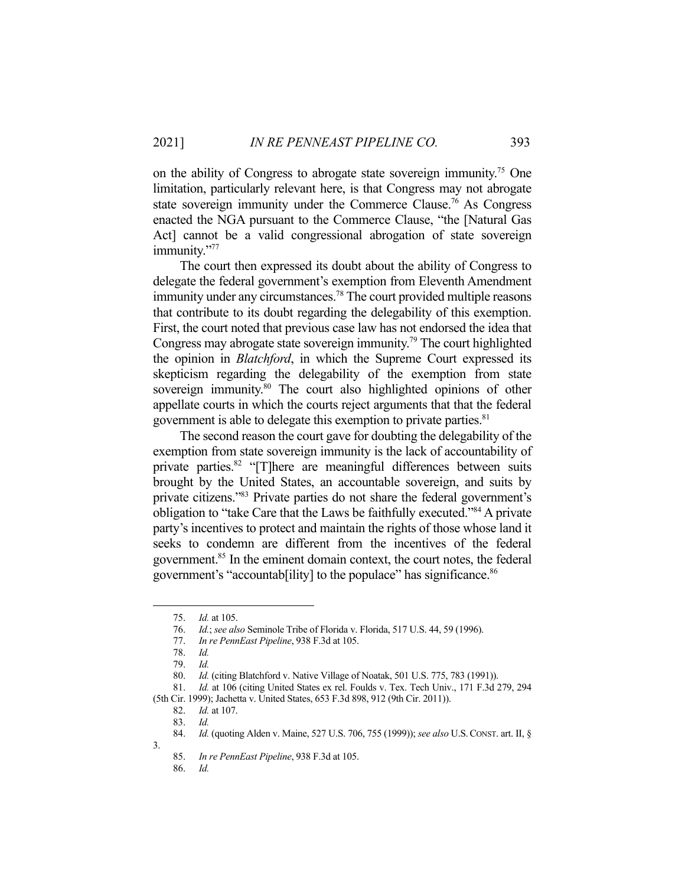on the ability of Congress to abrogate state sovereign immunity.[75] One limitation, particularly relevant here, is that Congress may not abrogate state sovereign immunity under the Commerce Clause.[76] As Congress enacted the NGA pursuant to the Commerce Clause, "the [Natural Gas Act] cannot be a valid congressional abrogation of state sovereign immunity."[77]

The court then expressed its doubt about the ability of Congress to delegate the federal government's exemption from Eleventh Amendment immunity under any circumstances.[78] The court provided multiple reasons that contribute to its doubt regarding the delegability of this exemption. First, the court noted that previous case law has not endorsed the idea that Congress may abrogate state sovereign immunity.[79] The court highlighted the opinion in *Blatchford*, in which the Supreme Court expressed its skepticism regarding the delegability of the exemption from state sovereign immunity.[80] The court also highlighted opinions of other appellate courts in which the courts reject arguments that that the federal government is able to delegate this exemption to private parties.[81]

The second reason the court gave for doubting the delegability of the exemption from state sovereign immunity is the lack of accountability of private parties.[82] "[T]here are meaningful differences between suits brought by the United States, an accountable sovereign, and suits by private citizens."[83] Private parties do not share the federal government's obligation to "take Care that the Laws be faithfully executed."[84] A private party's incentives to protect and maintain the rights of those whose land it seeks to condemn are different from the incentives of the federal government.[85] In the eminent domain context, the court notes, the federal government's "accountab[ility] to the populace" has significance.[86]

---

75. *Id.* at 105.

76. *Id.*; *see also* Seminole Tribe of Florida v. Florida, 517 U.S. 44, 59 (1996).

77. *In re PennEast Pipeline*, 938 F.3d at 105.

78. *Id.*

79. *Id.*

80. *Id.* (citing Blatchford v. Native Village of Noatak, 501 U.S. 775, 783 (1991)).

81. *Id.* at 106 (citing United States ex rel. Foulds v. Tex. Tech Univ., 171 F.3d 279, 294 (5th Cir. 1999); Jachetta v. United States, 653 F.3d 898, 912 (9th Cir. 2011)).

82. *Id.* at 107.

83. *Id.*

84. *Id.* (quoting Alden v. Maine, 527 U.S. 706, 755 (1999)); *see also* U.S. CONST. art. II, § 3.

85. *In re PennEast Pipeline*, 938 F.3d at 105.

86. *Id.*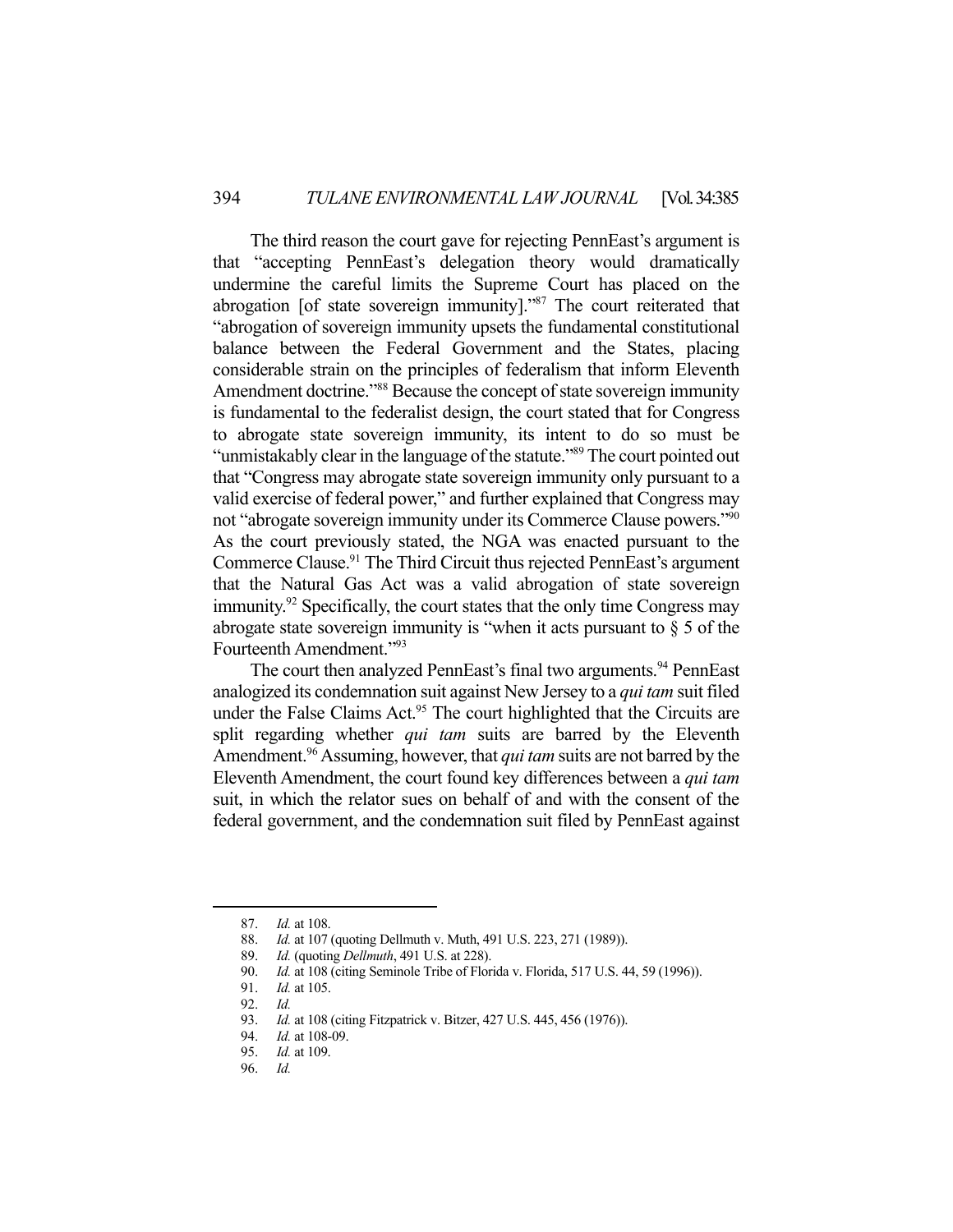The third reason the court gave for rejecting PennEast's argument is that "accepting PennEast's delegation theory would dramatically undermine the careful limits the Supreme Court has placed on the abrogation [of state sovereign immunity]."[87] The court reiterated that "abrogation of sovereign immunity upsets the fundamental constitutional balance between the Federal Government and the States, placing considerable strain on the principles of federalism that inform Eleventh Amendment doctrine."[88] Because the concept of state sovereign immunity is fundamental to the federalist design, the court stated that for Congress to abrogate state sovereign immunity, its intent to do so must be "unmistakably clear in the language of the statute."[89] The court pointed out that "Congress may abrogate state sovereign immunity only pursuant to a valid exercise of federal power," and further explained that Congress may not "abrogate sovereign immunity under its Commerce Clause powers."[90] As the court previously stated, the NGA was enacted pursuant to the Commerce Clause.[91] The Third Circuit thus rejected PennEast's argument that the Natural Gas Act was a valid abrogation of state sovereign immunity.[92] Specifically, the court states that the only time Congress may abrogate state sovereign immunity is "when it acts pursuant to § 5 of the Fourteenth Amendment."[93]

The court then analyzed PennEast's final two arguments.[94] PennEast analogized its condemnation suit against New Jersey to a *qui tam* suit filed under the False Claims Act.[95] The court highlighted that the Circuits are split regarding whether *qui tam* suits are barred by the Eleventh Amendment.[96] Assuming, however, that *qui tam* suits are not barred by the Eleventh Amendment, the court found key differences between a *qui tam* suit, in which the relator sues on behalf of and with the consent of the federal government, and the condemnation suit filed by PennEast against

87. *Id.* at 108.
88. *Id.* at 107 (quoting Dellmuth v. Muth, 491 U.S. 223, 271 (1989)).
89. *Id.* (quoting *Dellmuth*, 491 U.S. at 228).
90. *Id.* at 108 (citing Seminole Tribe of Florida v. Florida, 517 U.S. 44, 59 (1996)).
91. *Id.* at 105.
92. *Id.*
93. *Id.* at 108 (citing Fitzpatrick v. Bitzer, 427 U.S. 445, 456 (1976)).
94. *Id.* at 108-09.
95. *Id.* at 109.
96. *Id.*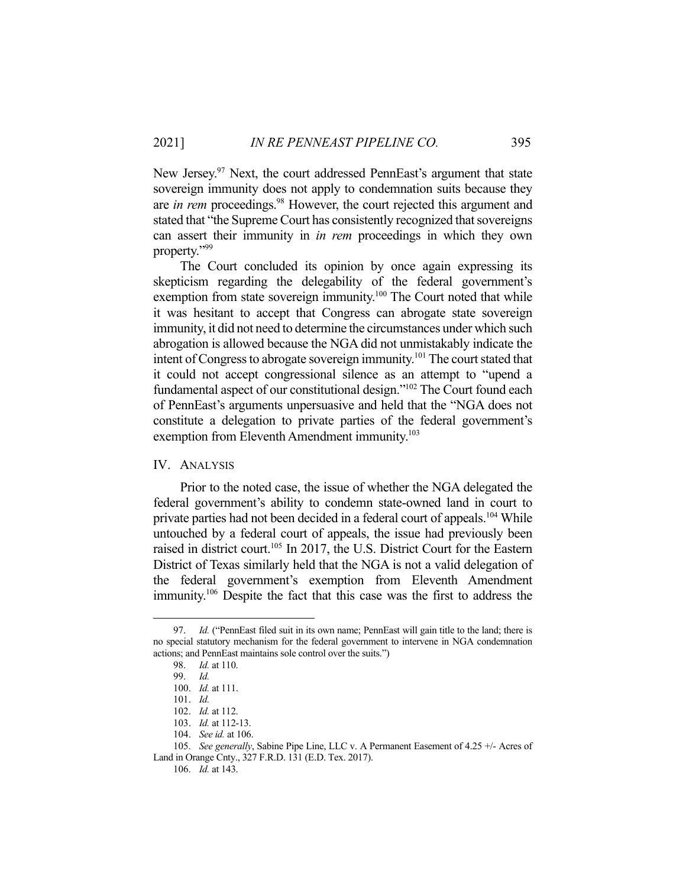New Jersey.[97] Next, the court addressed PennEast's argument that state sovereign immunity does not apply to condemnation suits because they are *in rem* proceedings.[98] However, the court rejected this argument and stated that "the Supreme Court has consistently recognized that sovereigns can assert their immunity in *in rem* proceedings in which they own property."[99]

The Court concluded its opinion by once again expressing its skepticism regarding the delegability of the federal government's exemption from state sovereign immunity.[100] The Court noted that while it was hesitant to accept that Congress can abrogate state sovereign immunity, it did not need to determine the circumstances under which such abrogation is allowed because the NGA did not unmistakably indicate the intent of Congress to abrogate sovereign immunity.[101] The court stated that it could not accept congressional silence as an attempt to "upend a fundamental aspect of our constitutional design."[102] The Court found each of PennEast's arguments unpersuasive and held that the "NGA does not constitute a delegation to private parties of the federal government's exemption from Eleventh Amendment immunity.[103]

## IV. ANALYSIS

Prior to the noted case, the issue of whether the NGA delegated the federal government's ability to condemn state-owned land in court to private parties had not been decided in a federal court of appeals.[104] While untouched by a federal court of appeals, the issue had previously been raised in district court.[105] In 2017, the U.S. District Court for the Eastern District of Texas similarly held that the NGA is not a valid delegation of the federal government's exemption from Eleventh Amendment immunity.[106] Despite the fact that this case was the first to address the

---

97. *Id.* ("PennEast filed suit in its own name; PennEast will gain title to the land; there is no special statutory mechanism for the federal government to intervene in NGA condemnation actions; and PennEast maintains sole control over the suits.")

98. *Id.* at 110.

99. *Id.*

100. *Id.* at 111.

101. *Id.*

102. *Id.* at 112.

103. *Id.* at 112-13.

104. *See id.* at 106.

105. *See generally*, Sabine Pipe Line, LLC v. A Permanent Easement of 4.25 +/- Acres of Land in Orange Cnty., 327 F.R.D. 131 (E.D. Tex. 2017).

106. *Id.* at 143.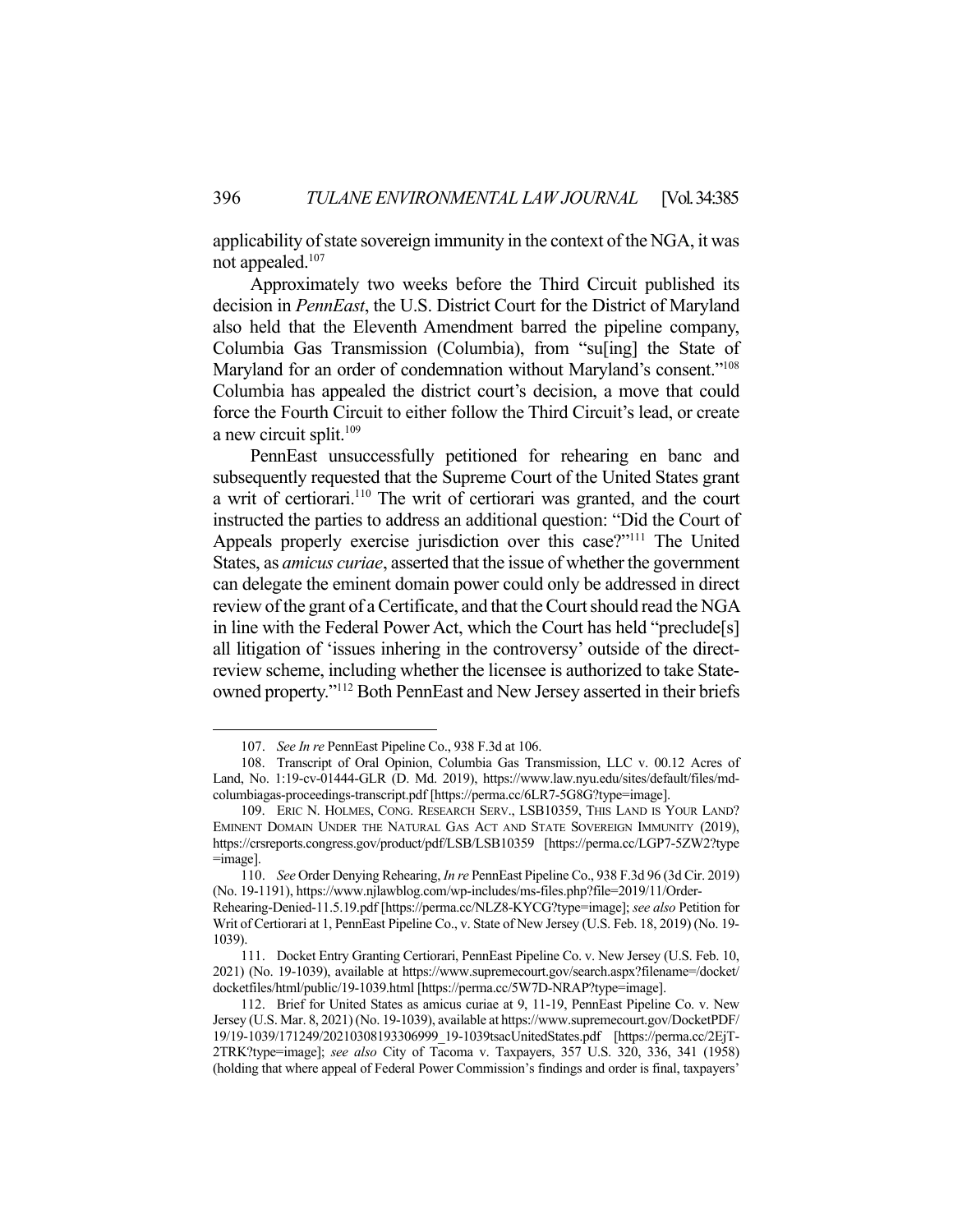applicability of state sovereign immunity in the context of the NGA, it was not appealed.[107]

Approximately two weeks before the Third Circuit published its decision in *PennEast*, the U.S. District Court for the District of Maryland also held that the Eleventh Amendment barred the pipeline company, Columbia Gas Transmission (Columbia), from "su[ing] the State of Maryland for an order of condemnation without Maryland's consent."[108] Columbia has appealed the district court's decision, a move that could force the Fourth Circuit to either follow the Third Circuit's lead, or create a new circuit split.[109]

PennEast unsuccessfully petitioned for rehearing en banc and subsequently requested that the Supreme Court of the United States grant a writ of certiorari.[110] The writ of certiorari was granted, and the court instructed the parties to address an additional question: "Did the Court of Appeals properly exercise jurisdiction over this case?"[111] The United States, as *amicus curiae*, asserted that the issue of whether the government can delegate the eminent domain power could only be addressed in direct review of the grant of a Certificate, and that the Court should read the NGA in line with the Federal Power Act, which the Court has held "preclude[s] all litigation of 'issues inhering in the controversy' outside of the direct-review scheme, including whether the licensee is authorized to take State-owned property."[112] Both PennEast and New Jersey asserted in their briefs

---

107. *See In re* PennEast Pipeline Co., 938 F.3d at 106.

108. Transcript of Oral Opinion, Columbia Gas Transmission, LLC v. 00.12 Acres of Land, No. 1:19-cv-01444-GLR (D. Md. 2019), https://www.law.nyu.edu/sites/default/files/md-columbiagas-proceedings-transcript.pdf [https://perma.cc/6LR7-5G8G?type=image].

109. ERIC N. HOLMES, CONG. RESEARCH SERV., LSB10359, THIS LAND IS YOUR LAND? EMINENT DOMAIN UNDER THE NATURAL GAS ACT AND STATE SOVEREIGN IMMUNITY (2019), https://crsreports.congress.gov/product/pdf/LSB/LSB10359 [https://perma.cc/LGP7-5ZW2?type=image].

110. *See* Order Denying Rehearing, *In re* PennEast Pipeline Co., 938 F.3d 96 (3d Cir. 2019) (No. 19-1191), https://www.njlawblog.com/wp-includes/ms-files.php?file=2019/11/Order-Rehearing-Denied-11.5.19.pdf [https://perma.cc/NLZ8-KYCG?type=image]; *see also* Petition for Writ of Certiorari at 1, PennEast Pipeline Co., v. State of New Jersey (U.S. Feb. 18, 2019) (No. 19-1039).

111. Docket Entry Granting Certiorari, PennEast Pipeline Co. v. New Jersey (U.S. Feb. 10, 2021) (No. 19-1039), available at https://www.supremecourt.gov/search.aspx?filename=/docket/docketfiles/html/public/19-1039.html [https://perma.cc/5W7D-NRAP?type=image].

112. Brief for United States as amicus curiae at 9, 11-19, PennEast Pipeline Co. v. New Jersey (U.S. Mar. 8, 2021) (No. 19-1039), available at https://www.supremecourt.gov/DocketPDF/19/19-1039/171249/20210308193306999_19-1039tsacUnitedStates.pdf [https://perma.cc/2EjT-2TRK?type=image]; *see also* City of Tacoma v. Taxpayers, 357 U.S. 320, 336, 341 (1958) (holding that where appeal of Federal Power Commission's findings and order is final, taxpayers'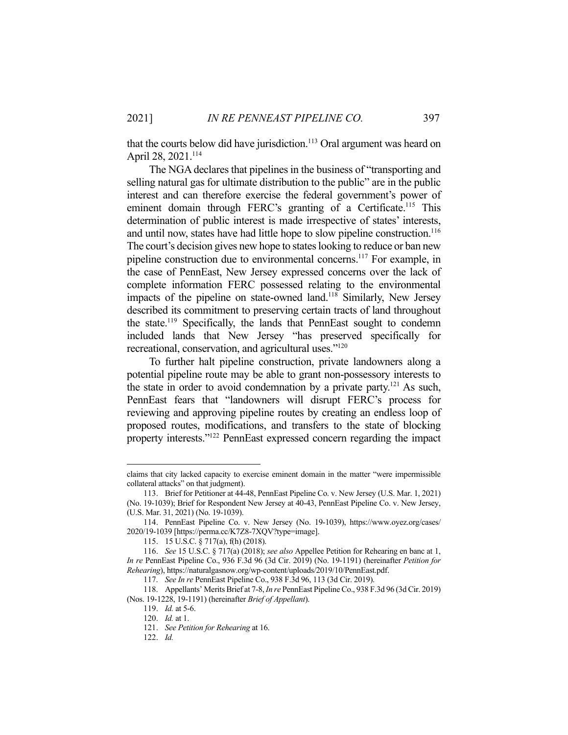that the courts below did have jurisdiction.[113] Oral argument was heard on April 28, 2021.[114]

The NGA declares that pipelines in the business of "transporting and selling natural gas for ultimate distribution to the public" are in the public interest and can therefore exercise the federal government's power of eminent domain through FERC's granting of a Certificate.[115] This determination of public interest is made irrespective of states' interests, and until now, states have had little hope to slow pipeline construction.[116] The court's decision gives new hope to states looking to reduce or ban new pipeline construction due to environmental concerns.[117] For example, in the case of PennEast, New Jersey expressed concerns over the lack of complete information FERC possessed relating to the environmental impacts of the pipeline on state-owned land.[118] Similarly, New Jersey described its commitment to preserving certain tracts of land throughout the state.[119] Specifically, the lands that PennEast sought to condemn included lands that New Jersey "has preserved specifically for recreational, conservation, and agricultural uses."[120]

To further halt pipeline construction, private landowners along a potential pipeline route may be able to grant non-possessory interests to the state in order to avoid condemnation by a private party.[121] As such, PennEast fears that "landowners will disrupt FERC's process for reviewing and approving pipeline routes by creating an endless loop of proposed routes, modifications, and transfers to the state of blocking property interests."[122] PennEast expressed concern regarding the impact

---

claims that city lacked capacity to exercise eminent domain in the matter "were impermissible collateral attacks" on that judgment).

113. Brief for Petitioner at 44-48, PennEast Pipeline Co. v. New Jersey (U.S. Mar. 1, 2021) (No. 19-1039); Brief for Respondent New Jersey at 40-43, PennEast Pipeline Co. v. New Jersey, (U.S. Mar. 31, 2021) (No. 19-1039).

114. PennEast Pipeline Co. v. New Jersey (No. 19-1039), https://www.oyez.org/cases/2020/19-1039 [https://perma.cc/K7Z8-7XQV?type=image].

115. 15 U.S.C. § 717(a), f(h) (2018).

116. *See* 15 U.S.C. § 717(a) (2018); *see also* Appellee Petition for Rehearing en banc at 1, *In re* PennEast Pipeline Co., 936 F.3d 96 (3d Cir. 2019) (No. 19-1191) (hereinafter *Petition for Rehearing*), https://naturalgasnow.org/wp-content/uploads/2019/10/PennEast.pdf.

117. *See In re* PennEast Pipeline Co., 938 F.3d 96, 113 (3d Cir. 2019).

118. Appellants' Merits Brief at 7-8, *In re* PennEast Pipeline Co., 938 F.3d 96 (3d Cir. 2019) (Nos. 19-1228, 19-1191) (hereinafter *Brief of Appellant*).

119. *Id.* at 5-6.

120. *Id.* at 1.

121. *See Petition for Rehearing* at 16.

122. *Id.*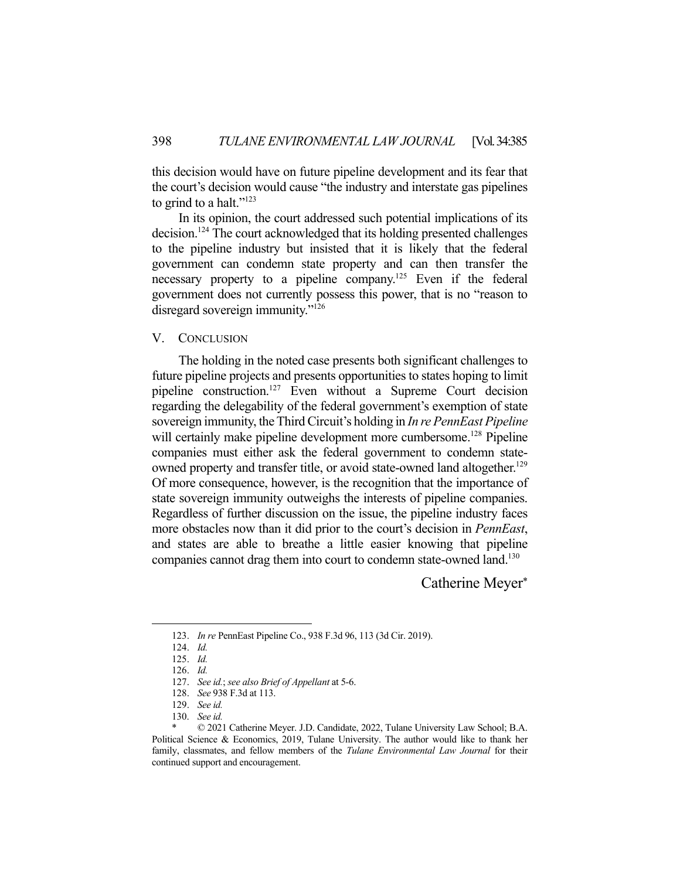this decision would have on future pipeline development and its fear that the court's decision would cause "the industry and interstate gas pipelines to grind to a halt."[123]

In its opinion, the court addressed such potential implications of its decision.[124] The court acknowledged that its holding presented challenges to the pipeline industry but insisted that it is likely that the federal government can condemn state property and can then transfer the necessary property to a pipeline company.[125] Even if the federal government does not currently possess this power, that is no "reason to disregard sovereign immunity."[126]

## V. CONCLUSION

The holding in the noted case presents both significant challenges to future pipeline projects and presents opportunities to states hoping to limit pipeline construction.[127] Even without a Supreme Court decision regarding the delegability of the federal government's exemption of state sovereign immunity, the Third Circuit's holding in *In re PennEast Pipeline* will certainly make pipeline development more cumbersome.[128] Pipeline companies must either ask the federal government to condemn state-owned property and transfer title, or avoid state-owned land altogether.[129] Of more consequence, however, is the recognition that the importance of state sovereign immunity outweighs the interests of pipeline companies. Regardless of further discussion on the issue, the pipeline industry faces more obstacles now than it did prior to the court's decision in *PennEast*, and states are able to breathe a little easier knowing that pipeline companies cannot drag them into court to condemn state-owned land.[130]

Catherine Meyer*

---

123. *In re* PennEast Pipeline Co., 938 F.3d 96, 113 (3d Cir. 2019).

124. *Id.*

125. *Id.*

126. *Id.*

127. *See id.*; *see also Brief of Appellant* at 5-6.

128. *See* 938 F.3d at 113.

129. *See id.*

130. *See id.*

\* © 2021 Catherine Meyer. J.D. Candidate, 2022, Tulane University Law School; B.A. Political Science & Economics, 2019, Tulane University. The author would like to thank her family, classmates, and fellow members of the *Tulane Environmental Law Journal* for their continued support and encouragement.